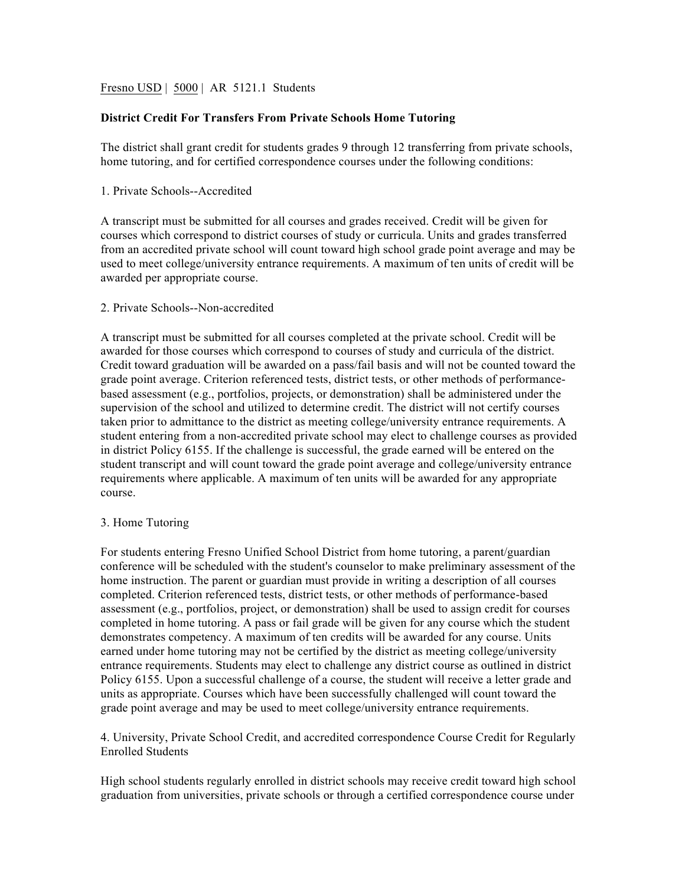Fresno USD | 5000 | AR 5121.1 Students

**District Credit For Transfers From Private Schools Home Tutoring**

The district shall grant credit for students grades 9 through 12 transferring from private schools, home tutoring, and for certified correspondence courses under the following conditions:

1. Private Schools--Accredited

A transcript must be submitted for all courses and grades received. Credit will be given for courses which correspond to district courses of study or curricula. Units and grades transferred from an accredited private school will count toward high school grade point average and may be used to meet college/university entrance requirements. A maximum of ten units of credit will be awarded per appropriate course.

2. Private Schools--Non-accredited

A transcript must be submitted for all courses completed at the private school. Credit will be awarded for those courses which correspond to courses of study and curricula of the district. Credit toward graduation will be awarded on a pass/fail basis and will not be counted toward the grade point average. Criterion referenced tests, district tests, or other methods of performance-based assessment (e.g., portfolios, projects, or demonstration) shall be administered under the supervision of the school and utilized to determine credit. The district will not certify courses taken prior to admittance to the district as meeting college/university entrance requirements. A student entering from a non-accredited private school may elect to challenge courses as provided in district Policy 6155. If the challenge is successful, the grade earned will be entered on the student transcript and will count toward the grade point average and college/university entrance requirements where applicable. A maximum of ten units will be awarded for any appropriate course.

3. Home Tutoring

For students entering Fresno Unified School District from home tutoring, a parent/guardian conference will be scheduled with the student's counselor to make preliminary assessment of the home instruction. The parent or guardian must provide in writing a description of all courses completed. Criterion referenced tests, district tests, or other methods of performance-based assessment (e.g., portfolios, project, or demonstration) shall be used to assign credit for courses completed in home tutoring. A pass or fail grade will be given for any course which the student demonstrates competency. A maximum of ten credits will be awarded for any course. Units earned under home tutoring may not be certified by the district as meeting college/university entrance requirements. Students may elect to challenge any district course as outlined in district Policy 6155. Upon a successful challenge of a course, the student will receive a letter grade and units as appropriate. Courses which have been successfully challenged will count toward the grade point average and may be used to meet college/university entrance requirements.

4. University, Private School Credit, and accredited correspondence Course Credit for Regularly Enrolled Students

High school students regularly enrolled in district schools may receive credit toward high school graduation from universities, private schools or through a certified correspondence course under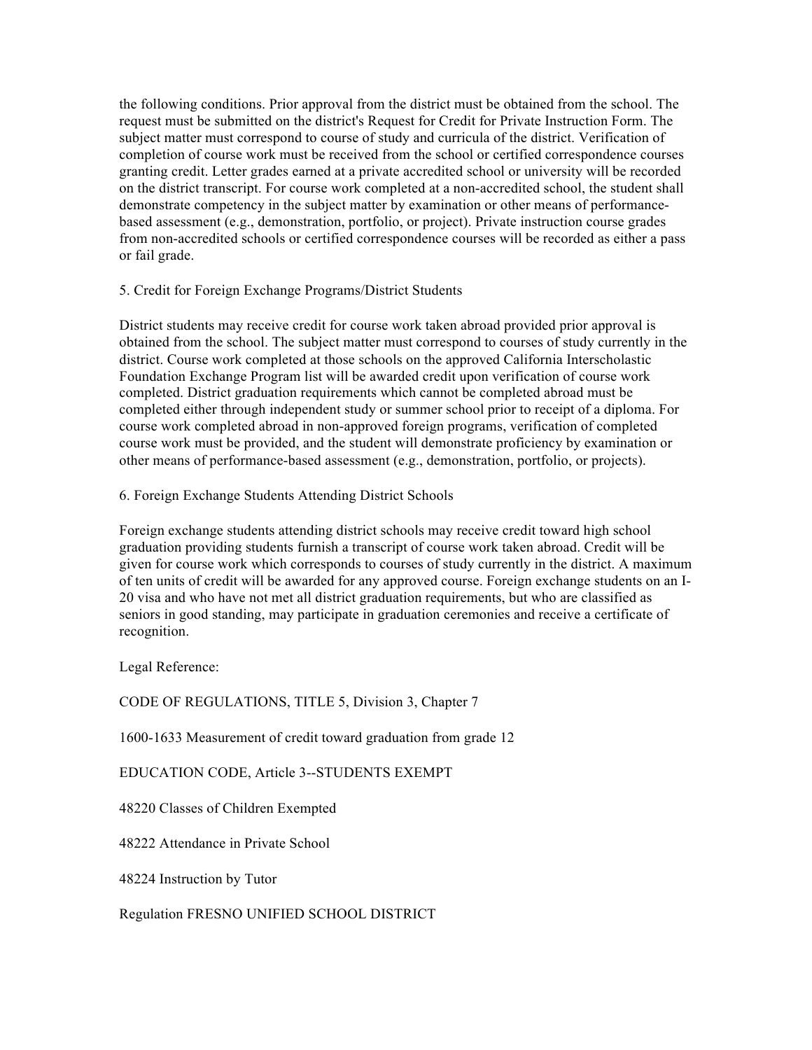the following conditions. Prior approval from the district must be obtained from the school. The request must be submitted on the district's Request for Credit for Private Instruction Form. The subject matter must correspond to course of study and curricula of the district. Verification of completion of course work must be received from the school or certified correspondence courses granting credit. Letter grades earned at a private accredited school or university will be recorded on the district transcript. For course work completed at a non-accredited school, the student shall demonstrate competency in the subject matter by examination or other means of performance-based assessment (e.g., demonstration, portfolio, or project). Private instruction course grades from non-accredited schools or certified correspondence courses will be recorded as either a pass or fail grade.

5. Credit for Foreign Exchange Programs/District Students

District students may receive credit for course work taken abroad provided prior approval is obtained from the school. The subject matter must correspond to courses of study currently in the district. Course work completed at those schools on the approved California Interscholastic Foundation Exchange Program list will be awarded credit upon verification of course work completed. District graduation requirements which cannot be completed abroad must be completed either through independent study or summer school prior to receipt of a diploma. For course work completed abroad in non-approved foreign programs, verification of completed course work must be provided, and the student will demonstrate proficiency by examination or other means of performance-based assessment (e.g., demonstration, portfolio, or projects).

6. Foreign Exchange Students Attending District Schools

Foreign exchange students attending district schools may receive credit toward high school graduation providing students furnish a transcript of course work taken abroad. Credit will be given for course work which corresponds to courses of study currently in the district. A maximum of ten units of credit will be awarded for any approved course. Foreign exchange students on an I-20 visa and who have not met all district graduation requirements, but who are classified as seniors in good standing, may participate in graduation ceremonies and receive a certificate of recognition.

Legal Reference:

CODE OF REGULATIONS, TITLE 5, Division 3, Chapter 7

1600-1633 Measurement of credit toward graduation from grade 12

EDUCATION CODE, Article 3--STUDENTS EXEMPT

48220 Classes of Children Exempted

48222 Attendance in Private School

48224 Instruction by Tutor

Regulation FRESNO UNIFIED SCHOOL DISTRICT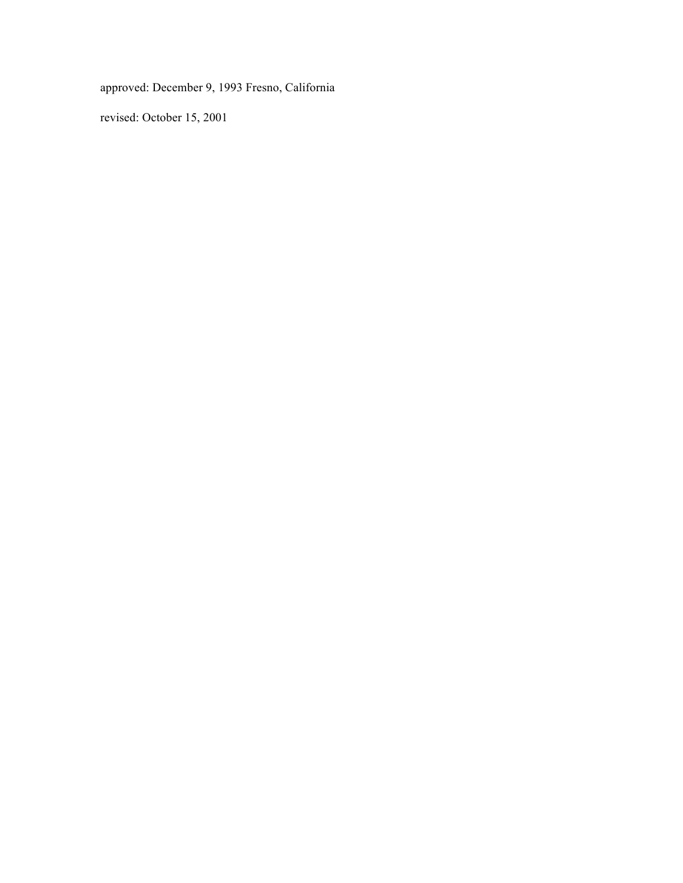approved: December 9, 1993 Fresno, California

revised: October 15, 2001